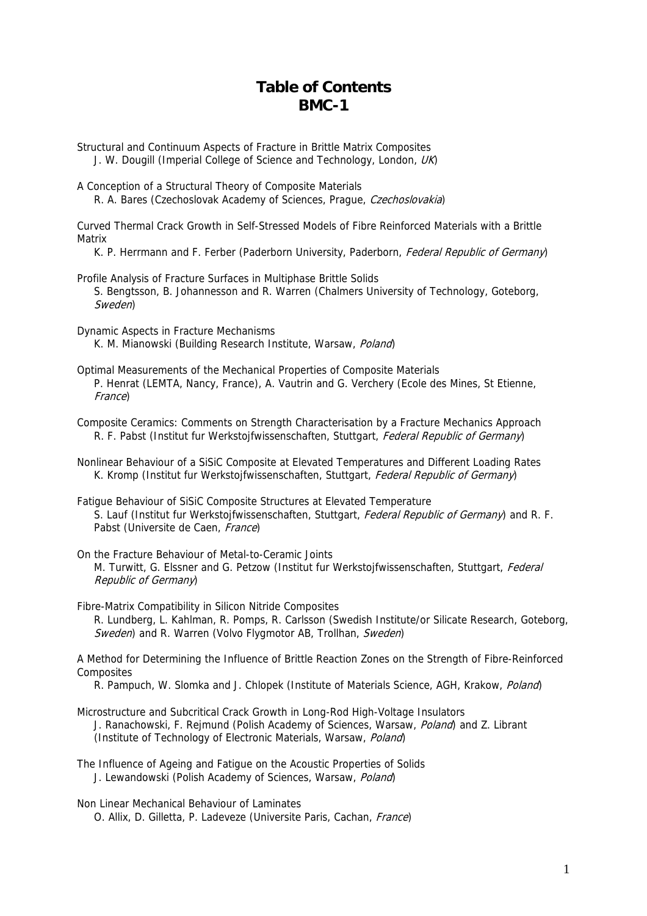# Table of Contents
# BMC-1

Structural and Continuum Aspects of Fracture in Brittle Matrix Composites
J. W. Dougill (Imperial College of Science and Technology, London, *UK*)

A Conception of a Structural Theory of Composite Materials
R. A. Bares (Czechoslovak Academy of Sciences, Prague, *Czechoslovakia*)

Curved Thermal Crack Growth in Self-Stressed Models of Fibre Reinforced Materials with a Brittle Matrix
K. P. Herrmann and F. Ferber (Paderborn University, Paderborn, *Federal Republic of Germany*)

Profile Analysis of Fracture Surfaces in Multiphase Brittle Solids
S. Bengtsson, B. Johannesson and R. Warren (Chalmers University of Technology, Goteborg, *Sweden*)

Dynamic Aspects in Fracture Mechanisms
K. M. Mianowski (Building Research Institute, Warsaw, *Poland*)

Optimal Measurements of the Mechanical Properties of Composite Materials
P. Henrat (LEMTA, Nancy, France), A. Vautrin and G. Verchery (Ecole des Mines, St Etienne, *France*)

Composite Ceramics: Comments on Strength Characterisation by a Fracture Mechanics Approach
R. F. Pabst (Institut fur Werkstojfwissenschaften, Stuttgart, *Federal Republic of Germany*)

Nonlinear Behaviour of a SiSiC Composite at Elevated Temperatures and Different Loading Rates
K. Kromp (Institut fur Werkstojfwissenschaften, Stuttgart, *Federal Republic of Germany*)

Fatigue Behaviour of SiSiC Composite Structures at Elevated Temperature
S. Lauf (Institut fur Werkstojfwissenschaften, Stuttgart, *Federal Republic of Germany*) and R. F. Pabst (Universite de Caen, *France*)

On the Fracture Behaviour of Metal-to-Ceramic Joints
M. Turwitt, G. Elssner and G. Petzow (Institut fur Werkstojfwissenschaften, Stuttgart, *Federal Republic of Germany*)

Fibre-Matrix Compatibility in Silicon Nitride Composites
R. Lundberg, L. Kahlman, R. Pomps, R. Carlsson (Swedish Institute/or Silicate Research, Goteborg, *Sweden*) and R. Warren (Volvo Flygmotor AB, Trollhan, *Sweden*)

A Method for Determining the Influence of Brittle Reaction Zones on the Strength of Fibre-Reinforced Composites
R. Pampuch, W. Slomka and J. Chlopek (Institute of Materials Science, AGH, Krakow, *Poland*)

Microstructure and Subcritical Crack Growth in Long-Rod High-Voltage Insulators
J. Ranachowski, F. Rejmund (Polish Academy of Sciences, Warsaw, *Poland*) and Z. Librant (Institute of Technology of Electronic Materials, Warsaw, *Poland*)

The Influence of Ageing and Fatigue on the Acoustic Properties of Solids
J. Lewandowski (Polish Academy of Sciences, Warsaw, *Poland*)

Non Linear Mechanical Behaviour of Laminates
O. Allix, D. Gilletta, P. Ladeveze (Universite Paris, Cachan, *France*)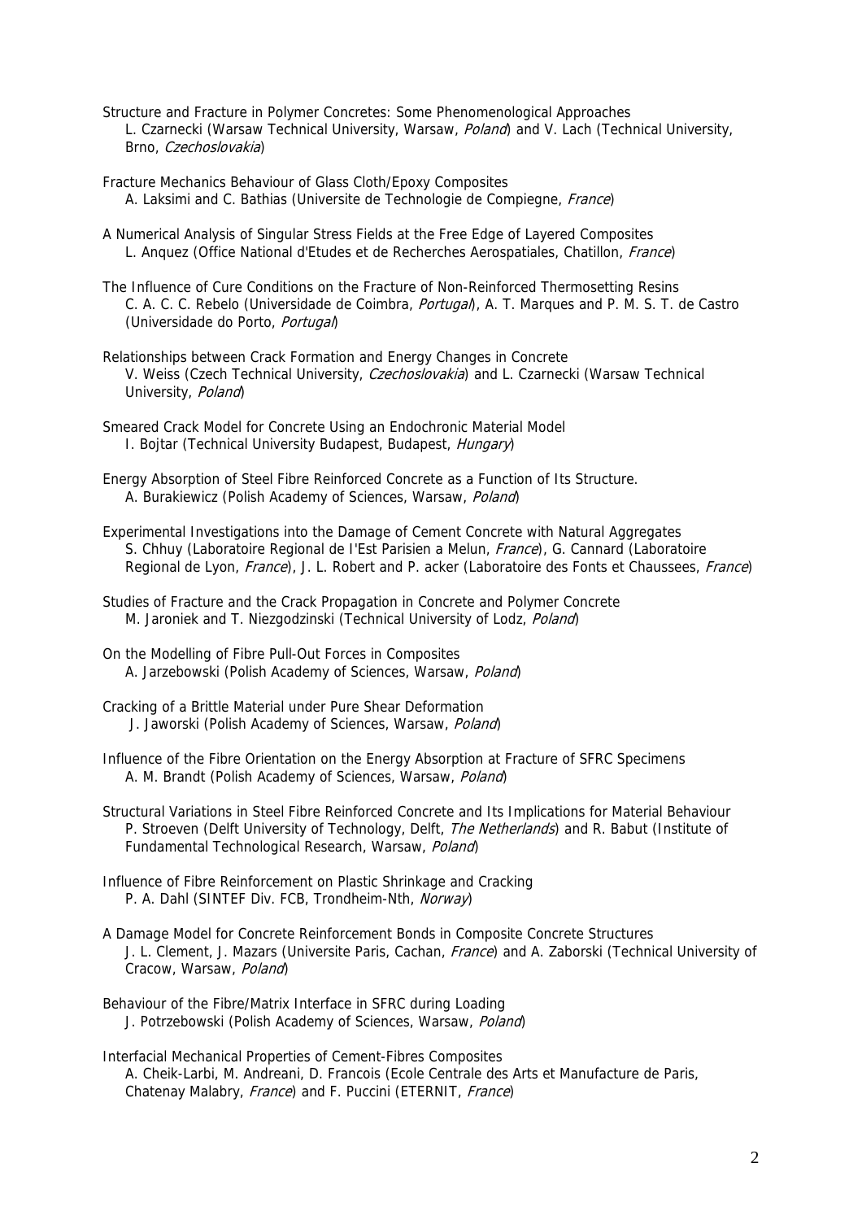Structure and Fracture in Polymer Concretes: Some Phenomenological Approaches
L. Czarnecki (Warsaw Technical University, Warsaw, *Poland*) and V. Lach (Technical University, Brno, *Czechoslovakia*)

Fracture Mechanics Behaviour of Glass Cloth/Epoxy Composites
A. Laksimi and C. Bathias (Universite de Technologie de Compiegne, *France*)

A Numerical Analysis of Singular Stress Fields at the Free Edge of Layered Composites
L. Anquez (Office National d'Etudes et de Recherches Aerospatiales, Chatillon, *France*)

The Influence of Cure Conditions on the Fracture of Non-Reinforced Thermosetting Resins
C. A. C. C. Rebelo (Universidade de Coimbra, *Portugal*), A. T. Marques and P. M. S. T. de Castro (Universidade do Porto, *Portugal*)

Relationships between Crack Formation and Energy Changes in Concrete
V. Weiss (Czech Technical University, *Czechoslovakia*) and L. Czarnecki (Warsaw Technical University, *Poland*)

Smeared Crack Model for Concrete Using an Endochronic Material Model
I. Bojtar (Technical University Budapest, Budapest, *Hungary*)

Energy Absorption of Steel Fibre Reinforced Concrete as a Function of Its Structure.
A. Burakiewicz (Polish Academy of Sciences, Warsaw, *Poland*)

Experimental Investigations into the Damage of Cement Concrete with Natural Aggregates
S. Chhuy (Laboratoire Regional de I'Est Parisien a Melun, *France*), G. Cannard (Laboratoire Regional de Lyon, *France*), J. L. Robert and P. acker (Laboratoire des Fonts et Chaussees, *France*)

Studies of Fracture and the Crack Propagation in Concrete and Polymer Concrete
M. Jaroniek and T. Niezgodzinski (Technical University of Lodz, *Poland*)

On the Modelling of Fibre Pull-Out Forces in Composites
A. Jarzebowski (Polish Academy of Sciences, Warsaw, *Poland*)

Cracking of a Brittle Material under Pure Shear Deformation
J. Jaworski (Polish Academy of Sciences, Warsaw, *Poland*)

Influence of the Fibre Orientation on the Energy Absorption at Fracture of SFRC Specimens
A. M. Brandt (Polish Academy of Sciences, Warsaw, *Poland*)

Structural Variations in Steel Fibre Reinforced Concrete and Its Implications for Material Behaviour
P. Stroeven (Delft University of Technology, Delft, *The Netherlands*) and R. Babut (Institute of Fundamental Technological Research, Warsaw, *Poland*)

Influence of Fibre Reinforcement on Plastic Shrinkage and Cracking
P. A. Dahl (SINTEF Div. FCB, Trondheim-Nth, *Norway*)

A Damage Model for Concrete Reinforcement Bonds in Composite Concrete Structures
J. L. Clement, J. Mazars (Universite Paris, Cachan, *France*) and A. Zaborski (Technical University of Cracow, Warsaw, *Poland*)

Behaviour of the Fibre/Matrix Interface in SFRC during Loading
J. Potrzebowski (Polish Academy of Sciences, Warsaw, *Poland*)

Interfacial Mechanical Properties of Cement-Fibres Composites
A. Cheik-Larbi, M. Andreani, D. Francois (Ecole Centrale des Arts et Manufacture de Paris, Chatenay Malabry, *France*) and F. Puccini (ETERNIT, *France*)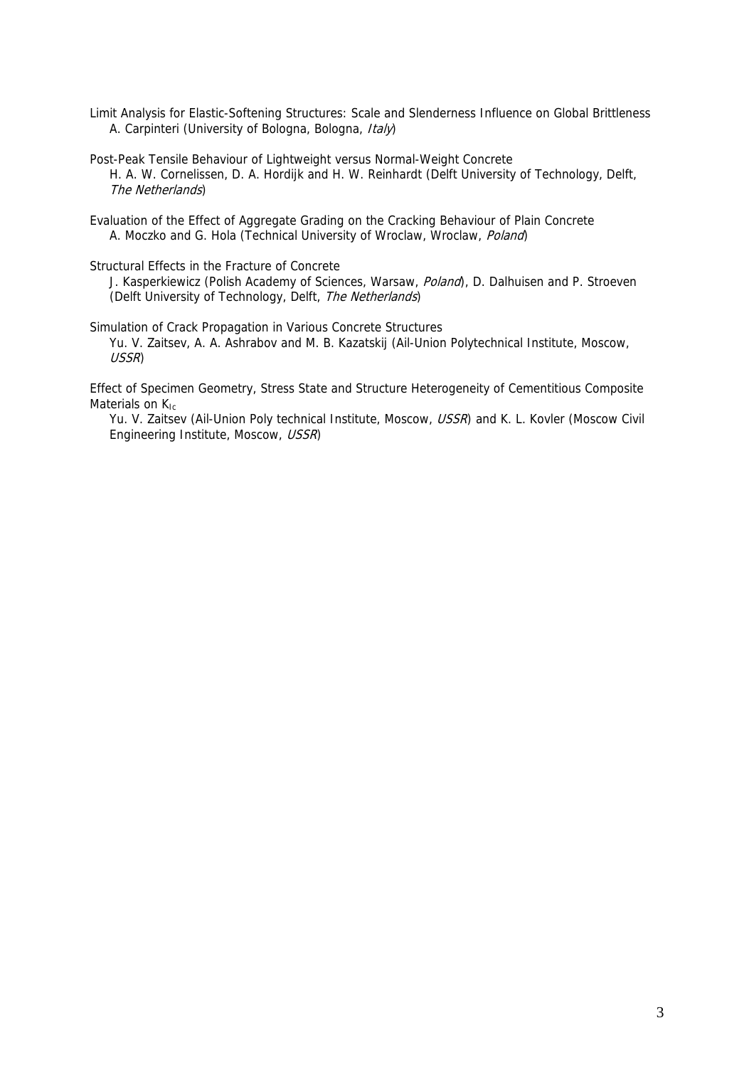Limit Analysis for Elastic-Softening Structures: Scale and Slenderness Influence on Global Brittleness
A. Carpinteri (University of Bologna, Bologna, *Italy*)

Post-Peak Tensile Behaviour of Lightweight versus Normal-Weight Concrete
H. A. W. Cornelissen, D. A. Hordijk and H. W. Reinhardt (Delft University of Technology, Delft, *The Netherlands*)

Evaluation of the Effect of Aggregate Grading on the Cracking Behaviour of Plain Concrete
A. Moczko and G. Hola (Technical University of Wroclaw, Wroclaw, *Poland*)

Structural Effects in the Fracture of Concrete
J. Kasperkiewicz (Polish Academy of Sciences, Warsaw, *Poland*), D. Dalhuisen and P. Stroeven (Delft University of Technology, Delft, *The Netherlands*)

Simulation of Crack Propagation in Various Concrete Structures
Yu. V. Zaitsev, A. A. Ashrabov and M. B. Kazatskij (Ail-Union Polytechnical Institute, Moscow, *USSR*)

Effect of Specimen Geometry, Stress State and Structure Heterogeneity of Cementitious Composite Materials on $K_{Ic}$
Yu. V. Zaitsev (Ail-Union Poly technical Institute, Moscow, *USSR*) and K. L. Kovler (Moscow Civil Engineering Institute, Moscow, *USSR*)